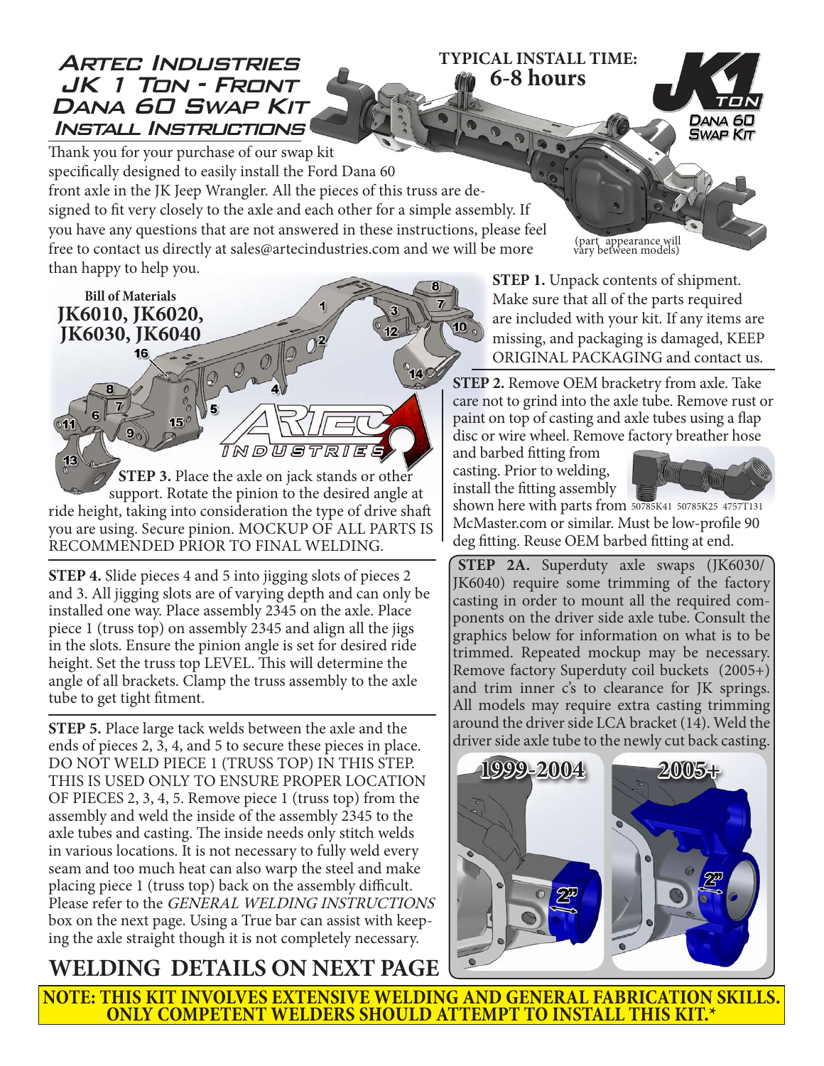# Artec Industries JK 1 Ton - Front Dana 60 Swap Kit Install Instructions

**TYPICAL INSTALL TIME:**
**6-8 hours**

Thank you for your purchase of our swap kit specifically designed to easily install the Ford Dana 60 front axle in the JK Jeep Wrangler. All the pieces of this truss are designed to fit very closely to the axle and each other for a simple assembly. If you have any questions that are not answered in these instructions, please feel free to contact us directly at sales@artecindustries.com and we will be more than happy to help you.

(part appearance will vary between models)

**Bill of Materials**
**JK6010, JK6020, JK6030, JK6040**

**STEP 1.** Unpack contents of shipment. Make sure that all of the parts required are included with your kit. If any items are missing, and packaging is damaged, KEEP ORIGINAL PACKAGING and contact us.

**STEP 2.** Remove OEM bracketry from axle. Take care not to grind into the axle tube. Remove rust or paint on top of casting and axle tubes using a flap disc or wire wheel. Remove factory breather hose and barbed fitting from casting. Prior to welding, install the fitting assembly shown here with parts from 50785K41 50785K25 4757T131 McMaster.com or similar. Must be low-profile 90 deg fitting. Reuse OEM barbed fitting at end.

**STEP 2A.** Superduty axle swaps (JK6030/JK6040) require some trimming of the factory casting in order to mount all the required components on the driver side axle tube. Consult the graphics below for information on what is to be trimmed. Repeated mockup may be necessary. Remove factory Superduty coil buckets (2005+) and trim inner c's to clearance for JK springs. All models may require extra casting trimming around the driver side LCA bracket (14). Weld the driver side axle tube to the newly cut back casting.

1999-2004 — 2"

2005+ — 2"

**STEP 3.** Place the axle on jack stands or other support. Rotate the pinion to the desired angle at ride height, taking into consideration the type of drive shaft you are using. Secure pinion. MOCKUP OF ALL PARTS IS RECOMMENDED PRIOR TO FINAL WELDING.

**STEP 4.** Slide pieces 4 and 5 into jigging slots of pieces 2 and 3. All jigging slots are of varying depth and can only be installed one way. Place assembly 2345 on the axle. Place piece 1 (truss top) on assembly 2345 and align all the jigs in the slots. Ensure the pinion angle is set for desired ride height. Set the truss top LEVEL. This will determine the angle of all brackets. Clamp the truss assembly to the axle tube to get tight fitment.

**STEP 5.** Place large tack welds between the axle and the ends of pieces 2, 3, 4, and 5 to secure these pieces in place. DO NOT WELD PIECE 1 (TRUSS TOP) IN THIS STEP. THIS IS USED ONLY TO ENSURE PROPER LOCATION OF PIECES 2, 3, 4, 5. Remove piece 1 (truss top) from the assembly and weld the inside of the assembly 2345 to the axle tubes and casting. The inside needs only stitch welds in various locations. It is not necessary to fully weld every seam and too much heat can also warp the steel and make placing piece 1 (truss top) back on the assembly difficult. Please refer to the *GENERAL WELDING INSTRUCTIONS* box on the next page. Using a True bar can assist with keeping the axle straight though it is not completely necessary.

## WELDING DETAILS ON NEXT PAGE

**NOTE: THIS KIT INVOLVES EXTENSIVE WELDING AND GENERAL FABRICATION SKILLS. ONLY COMPETENT WELDERS SHOULD ATTEMPT TO INSTALL THIS KIT.***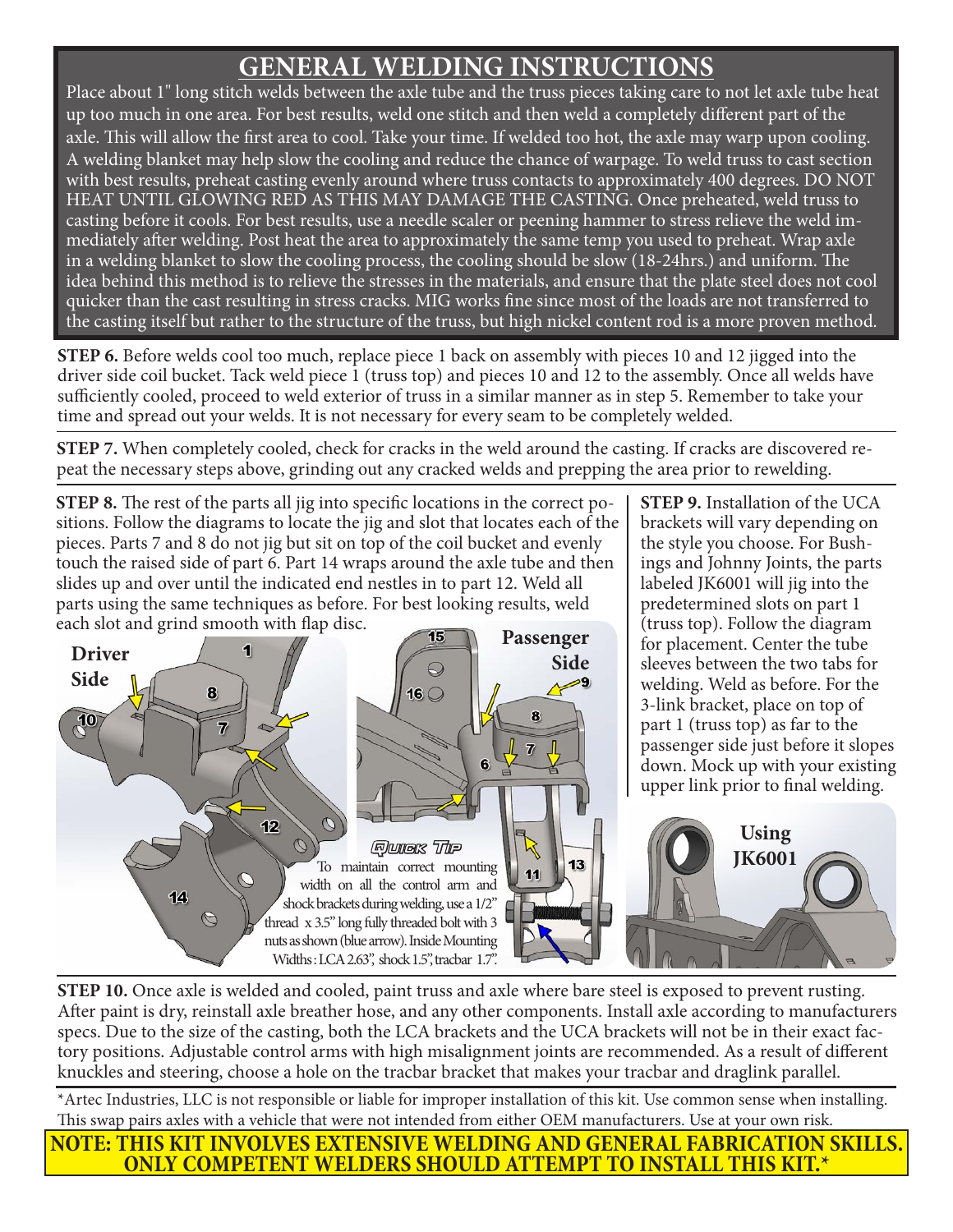# GENERAL WELDING INSTRUCTIONS

Place about 1" long stitch welds between the axle tube and the truss pieces taking care to not let axle tube heat up too much in one area. For best results, weld one stitch and then weld a completely different part of the axle. This will allow the first area to cool. Take your time. If welded too hot, the axle may warp upon cooling. A welding blanket may help slow the cooling and reduce the chance of warpage. To weld truss to cast section with best results, preheat casting evenly around where truss contacts to approximately 400 degrees. DO NOT HEAT UNTIL GLOWING RED AS THIS MAY DAMAGE THE CASTING. Once preheated, weld truss to casting before it cools. For best results, use a needle scaler or peening hammer to stress relieve the weld immediately after welding. Post heat the area to approximately the same temp you used to preheat. Wrap axle in a welding blanket to slow the cooling process, the cooling should be slow (18-24hrs.) and uniform. The idea behind this method is to relieve the stresses in the materials, and ensure that the plate steel does not cool quicker than the cast resulting in stress cracks. MIG works fine since most of the loads are not transferred to the casting itself but rather to the structure of the truss, but high nickel content rod is a more proven method.

**STEP 6.** Before welds cool too much, replace piece 1 back on assembly with pieces 10 and 12 jigged into the driver side coil bucket. Tack weld piece 1 (truss top) and pieces 10 and 12 to the assembly. Once all welds have sufficiently cooled, proceed to weld exterior of truss in a similar manner as in step 5. Remember to take your time and spread out your welds. It is not necessary for every seam to be completely welded.

**STEP 7.** When completely cooled, check for cracks in the weld around the casting. If cracks are discovered repeat the necessary steps above, grinding out any cracked welds and prepping the area prior to rewelding.

**STEP 8.** The rest of the parts all jig into specific locations in the correct positions. Follow the diagrams to locate the jig and slot that locates each of the pieces. Parts 7 and 8 do not jig but sit on top of the coil bucket and evenly touch the raised side of part 6. Part 14 wraps around the axle tube and then slides up and over until the indicated end nestles in to part 12. Weld all parts using the same techniques as before. For best looking results, weld each slot and grind smooth with flap disc.

Driver Side

1
8
7
10
12
14

Passenger Side

15
16
9
8
7
6
11
13

QUICK TIP

To maintain correct mounting width on all the control arm and shock brackets during welding, use a 1/2" thread x 3.5" long fully threaded bolt with 3 nuts as shown (blue arrow). Inside Mounting Widths: LCA 2.63", shock 1.5", tracbar 1.7".

**STEP 9.** Installation of the UCA brackets will vary depending on the style you choose. For Bushings and Johnny Joints, the parts labeled JK6001 will jig into the predetermined slots on part 1 (truss top). Follow the diagram for placement. Center the tube sleeves between the two tabs for welding. Weld as before. For the 3-link bracket, place on top of part 1 (truss top) as far to the passenger side just before it slopes down. Mock up with your existing upper link prior to final welding.

Using JK6001

**STEP 10.** Once axle is welded and cooled, paint truss and axle where bare steel is exposed to prevent rusting. After paint is dry, reinstall axle breather hose, and any other components. Install axle according to manufacturers specs. Due to the size of the casting, both the LCA brackets and the UCA brackets will not be in their exact factory positions. Adjustable control arms with high misalignment joints are recommended. As a result of different knuckles and steering, choose a hole on the tracbar bracket that makes your tracbar and draglink parallel.

*Artec Industries, LLC is not responsible or liable for improper installation of this kit. Use common sense when installing. This swap pairs axles with a vehicle that were not intended from either OEM manufacturers. Use at your own risk.

**NOTE: THIS KIT INVOLVES EXTENSIVE WELDING AND GENERAL FABRICATION SKILLS. ONLY COMPETENT WELDERS SHOULD ATTEMPT TO INSTALL THIS KIT.***